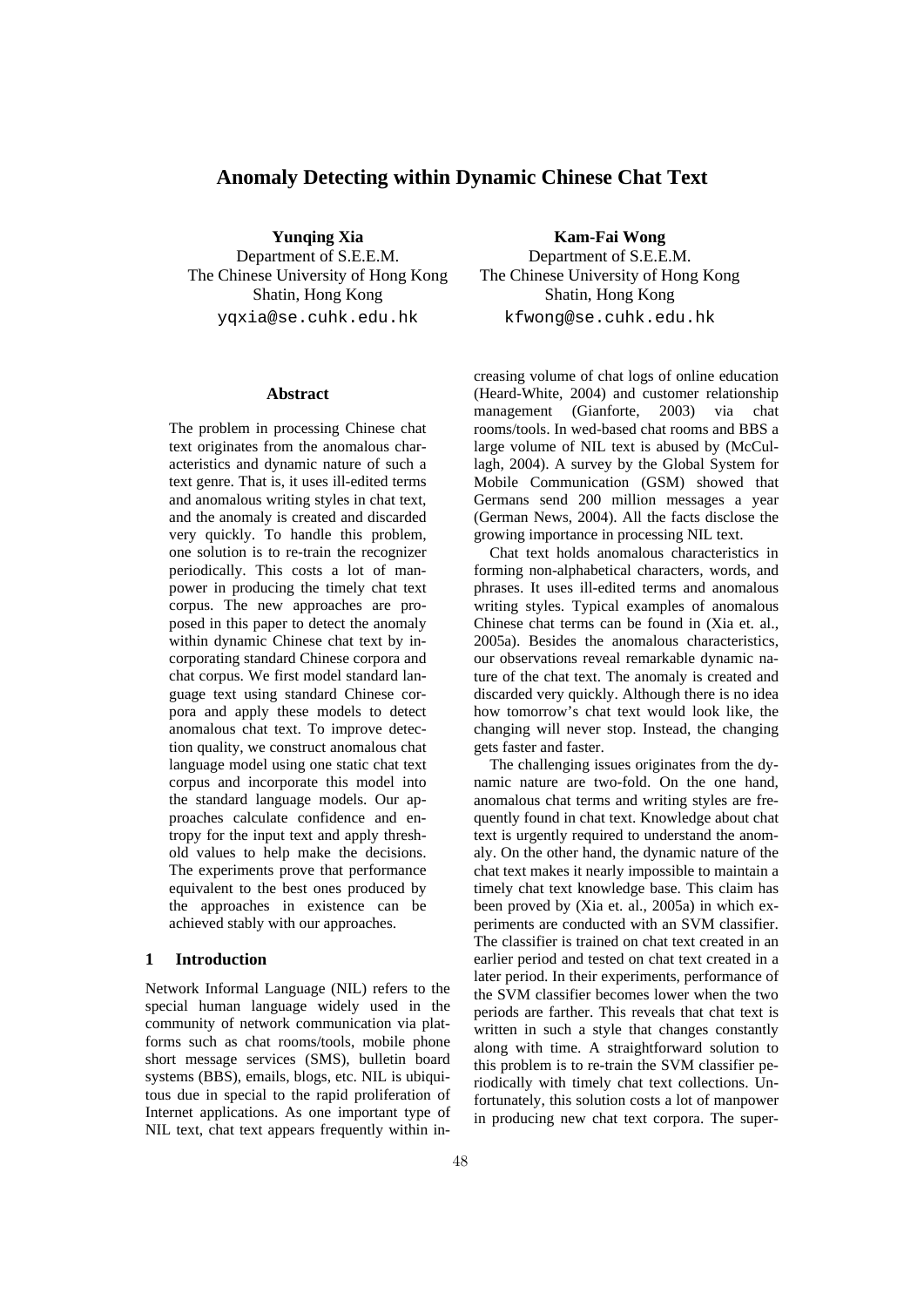# Anomaly Detecting within Dynamic Chinese Chat Text

**Yunqing Xia**
Department of S.E.E.M.
The Chinese University of Hong Kong
Shatin, Hong Kong
yqxia@se.cuhk.edu.hk

**Kam-Fai Wong**
Department of S.E.E.M.
The Chinese University of Hong Kong
Shatin, Hong Kong
kfwong@se.cuhk.edu.hk

## Abstract

The problem in processing Chinese chat text originates from the anomalous characteristics and dynamic nature of such a text genre. That is, it uses ill-edited terms and anomalous writing styles in chat text, and the anomaly is created and discarded very quickly. To handle this problem, one solution is to re-train the recognizer periodically. This costs a lot of manpower in producing the timely chat text corpus. The new approaches are proposed in this paper to detect the anomaly within dynamic Chinese chat text by incorporating standard Chinese corpora and chat corpus. We first model standard language text using standard Chinese corpora and apply these models to detect anomalous chat text. To improve detection quality, we construct anomalous chat language model using one static chat text corpus and incorporate this model into the standard language models. Our approaches calculate confidence and entropy for the input text and apply threshold values to help make the decisions. The experiments prove that performance equivalent to the best ones produced by the approaches in existence can be achieved stably with our approaches.

## 1 Introduction

Network Informal Language (NIL) refers to the special human language widely used in the community of network communication via platforms such as chat rooms/tools, mobile phone short message services (SMS), bulletin board systems (BBS), emails, blogs, etc. NIL is ubiquitous due in special to the rapid proliferation of Internet applications. As one important type of NIL text, chat text appears frequently within increasing volume of chat logs of online education (Heard-White, 2004) and customer relationship management (Gianforte, 2003) via chat rooms/tools. In wed-based chat rooms and BBS a large volume of NIL text is abused by (McCullagh, 2004). A survey by the Global System for Mobile Communication (GSM) showed that Germans send 200 million messages a year (German News, 2004). All the facts disclose the growing importance in processing NIL text.

Chat text holds anomalous characteristics in forming non-alphabetical characters, words, and phrases. It uses ill-edited terms and anomalous writing styles. Typical examples of anomalous Chinese chat terms can be found in (Xia et. al., 2005a). Besides the anomalous characteristics, our observations reveal remarkable dynamic nature of the chat text. The anomaly is created and discarded very quickly. Although there is no idea how tomorrow's chat text would look like, the changing will never stop. Instead, the changing gets faster and faster.

The challenging issues originates from the dynamic nature are two-fold. On the one hand, anomalous chat terms and writing styles are frequently found in chat text. Knowledge about chat text is urgently required to understand the anomaly. On the other hand, the dynamic nature of the chat text makes it nearly impossible to maintain a timely chat text knowledge base. This claim has been proved by (Xia et. al., 2005a) in which experiments are conducted with an SVM classifier. The classifier is trained on chat text created in an earlier period and tested on chat text created in a later period. In their experiments, performance of the SVM classifier becomes lower when the two periods are farther. This reveals that chat text is written in such a style that changes constantly along with time. A straightforward solution to this problem is to re-train the SVM classifier periodically with timely chat text collections. Unfortunately, this solution costs a lot of manpower in producing new chat text corpora. The super-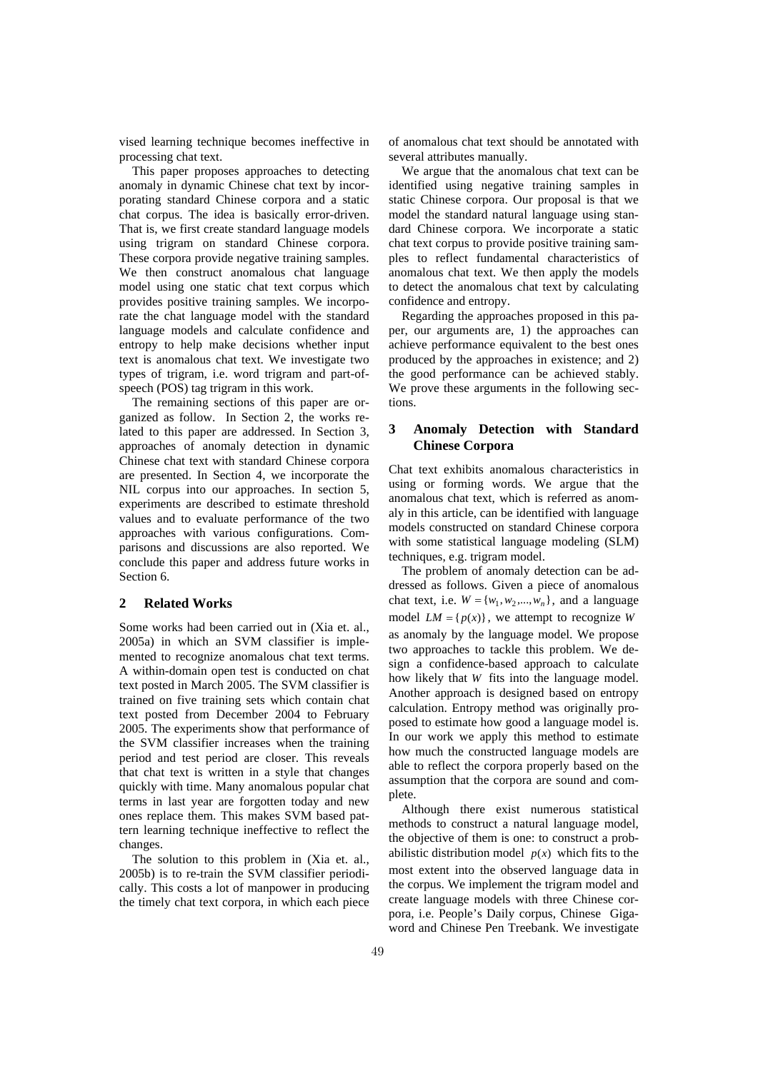vised learning technique becomes ineffective in processing chat text.

This paper proposes approaches to detecting anomaly in dynamic Chinese chat text by incorporating standard Chinese corpora and a static chat corpus. The idea is basically error-driven. That is, we first create standard language models using trigram on standard Chinese corpora. These corpora provide negative training samples. We then construct anomalous chat language model using one static chat text corpus which provides positive training samples. We incorporate the chat language model with the standard language models and calculate confidence and entropy to help make decisions whether input text is anomalous chat text. We investigate two types of trigram, i.e. word trigram and part-of-speech (POS) tag trigram in this work.

The remaining sections of this paper are organized as follow. In Section 2, the works related to this paper are addressed. In Section 3, approaches of anomaly detection in dynamic Chinese chat text with standard Chinese corpora are presented. In Section 4, we incorporate the NIL corpus into our approaches. In section 5, experiments are described to estimate threshold values and to evaluate performance of the two approaches with various configurations. Comparisons and discussions are also reported. We conclude this paper and address future works in Section 6.

## 2 Related Works

Some works had been carried out in (Xia et. al., 2005a) in which an SVM classifier is implemented to recognize anomalous chat text terms. A within-domain open test is conducted on chat text posted in March 2005. The SVM classifier is trained on five training sets which contain chat text posted from December 2004 to February 2005. The experiments show that performance of the SVM classifier increases when the training period and test period are closer. This reveals that chat text is written in a style that changes quickly with time. Many anomalous popular chat terms in last year are forgotten today and new ones replace them. This makes SVM based pattern learning technique ineffective to reflect the changes.

The solution to this problem in (Xia et. al., 2005b) is to re-train the SVM classifier periodically. This costs a lot of manpower in producing the timely chat text corpora, in which each piece of anomalous chat text should be annotated with several attributes manually.

We argue that the anomalous chat text can be identified using negative training samples in static Chinese corpora. Our proposal is that we model the standard natural language using standard Chinese corpora. We incorporate a static chat text corpus to provide positive training samples to reflect fundamental characteristics of anomalous chat text. We then apply the models to detect the anomalous chat text by calculating confidence and entropy.

Regarding the approaches proposed in this paper, our arguments are, 1) the approaches can achieve performance equivalent to the best ones produced by the approaches in existence; and 2) the good performance can be achieved stably. We prove these arguments in the following sections.

## 3 Anomaly Detection with Standard Chinese Corpora

Chat text exhibits anomalous characteristics in using or forming words. We argue that the anomalous chat text, which is referred as anomaly in this article, can be identified with language models constructed on standard Chinese corpora with some statistical language modeling (SLM) techniques, e.g. trigram model.

The problem of anomaly detection can be addressed as follows. Given a piece of anomalous chat text, i.e. $W = \{w_1, w_2, ..., w_n\}$, and a language model $LM = \{p(x)\}$, we attempt to recognize $W$ as anomaly by the language model. We propose two approaches to tackle this problem. We design a confidence-based approach to calculate how likely that $W$ fits into the language model. Another approach is designed based on entropy calculation. Entropy method was originally proposed to estimate how good a language model is. In our work we apply this method to estimate how much the constructed language models are able to reflect the corpora properly based on the assumption that the corpora are sound and complete.

Although there exist numerous statistical methods to construct a natural language model, the objective of them is one: to construct a probabilistic distribution model $p(x)$ which fits to the most extent into the observed language data in the corpus. We implement the trigram model and create language models with three Chinese corpora, i.e. People's Daily corpus, Chinese Gigaword and Chinese Pen Treebank. We investigate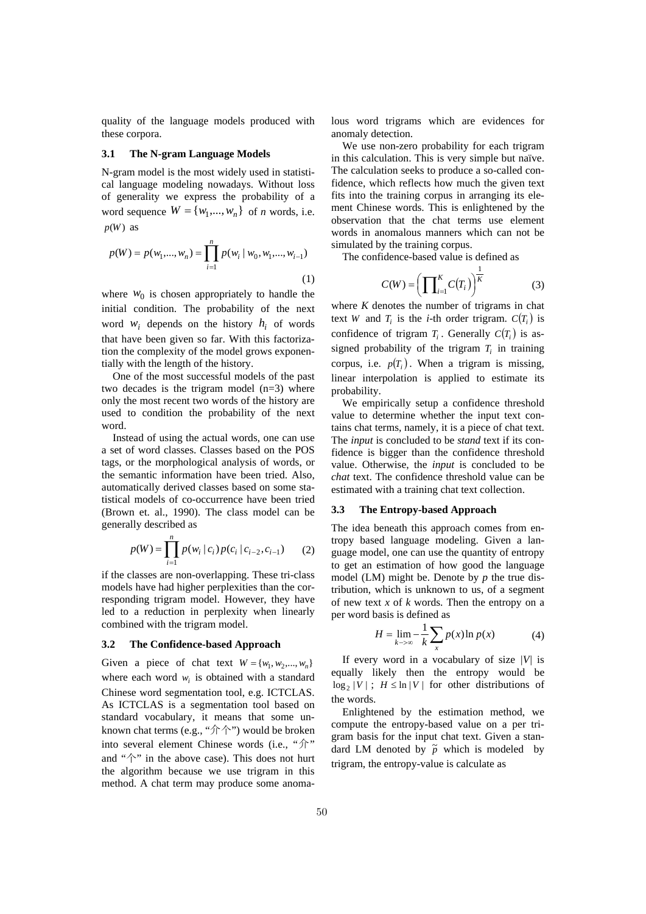quality of the language models produced with these corpora.

### 3.1 The N-gram Language Models

N-gram model is the most widely used in statistical language modeling nowadays. Without loss of generality we express the probability of a word sequence $W = \{w_1, ..., w_n\}$ of *n* words, i.e. $p(W)$ as

$$p(W) = p(w_1, ..., w_n) = \prod_{i=1}^{n} p(w_i \mid w_0, w_1, ..., w_{i-1}) \tag{1}$$

where $w_0$ is chosen appropriately to handle the initial condition. The probability of the next word $w_i$ depends on the history $h_i$ of words that have been given so far. With this factorization the complexity of the model grows exponentially with the length of the history.

One of the most successful models of the past two decades is the trigram model (n=3) where only the most recent two words of the history are used to condition the probability of the next word.

Instead of using the actual words, one can use a set of word classes. Classes based on the POS tags, or the morphological analysis of words, or the semantic information have been tried. Also, automatically derived classes based on some statistical models of co-occurrence have been tried (Brown et. al., 1990). The class model can be generally described as

$$p(W) = \prod_{i=1}^{n} p(w_i \mid c_i) p(c_i \mid c_{i-2}, c_{i-1}) \tag{2}$$

if the classes are non-overlapping. These tri-class models have had higher perplexities than the corresponding trigram model. However, they have led to a reduction in perplexity when linearly combined with the trigram model.

### 3.2 The Confidence-based Approach

Given a piece of chat text $W = \{w_1, w_2, ..., w_n\}$ where each word $w_i$ is obtained with a standard Chinese word segmentation tool, e.g. ICTCLAS. As ICTCLAS is a segmentation tool based on standard vocabulary, it means that some unknown chat terms (e.g., "介个") would be broken into several element Chinese words (i.e., "介" and "个" in the above case). This does not hurt the algorithm because we use trigram in this method. A chat term may produce some anomalous word trigrams which are evidences for anomaly detection.

We use non-zero probability for each trigram in this calculation. This is very simple but naïve. The calculation seeks to produce a so-called confidence, which reflects how much the given text fits into the training corpus in arranging its element Chinese words. This is enlightened by the observation that the chat terms use element words in anomalous manners which can not be simulated by the training corpus.

The confidence-based value is defined as

$$C(W) = \left( \prod_{i=1}^{K} C(T_i) \right)^{\frac{1}{K}} \tag{3}$$

where *K* denotes the number of trigrams in chat text *W* and $T_i$ is the *i*-th order trigram. $C(T_i)$ is confidence of trigram $T_i$. Generally $C(T_i)$ is assigned probability of the trigram $T_i$ in training corpus, i.e. $p(T_i)$. When a trigram is missing, linear interpolation is applied to estimate its probability.

We empirically setup a confidence threshold value to determine whether the input text contains chat terms, namely, it is a piece of chat text. The *input* is concluded to be *stand* text if its confidence is bigger than the confidence threshold value. Otherwise, the *input* is concluded to be *chat* text. The confidence threshold value can be estimated with a training chat text collection.

### 3.3 The Entropy-based Approach

The idea beneath this approach comes from entropy based language modeling. Given a language model, one can use the quantity of entropy to get an estimation of how good the language model (LM) might be. Denote by *p* the true distribution, which is unknown to us, of a segment of new text *x* of *k* words. Then the entropy on a per word basis is defined as

$$H = \lim_{k \to \infty} -\frac{1}{k} \sum_{x} p(x) \ln p(x) \tag{4}$$

If every word in a vocabulary of size $|V|$ is equally likely then the entropy would be $\log_2 |V|$ ; $H \leq \ln |V|$ for other distributions of the words.

Enlightened by the estimation method, we compute the entropy-based value on a per trigram basis for the input chat text. Given a standard LM denoted by $\tilde{p}$ which is modeled by trigram, the entropy-value is calculate as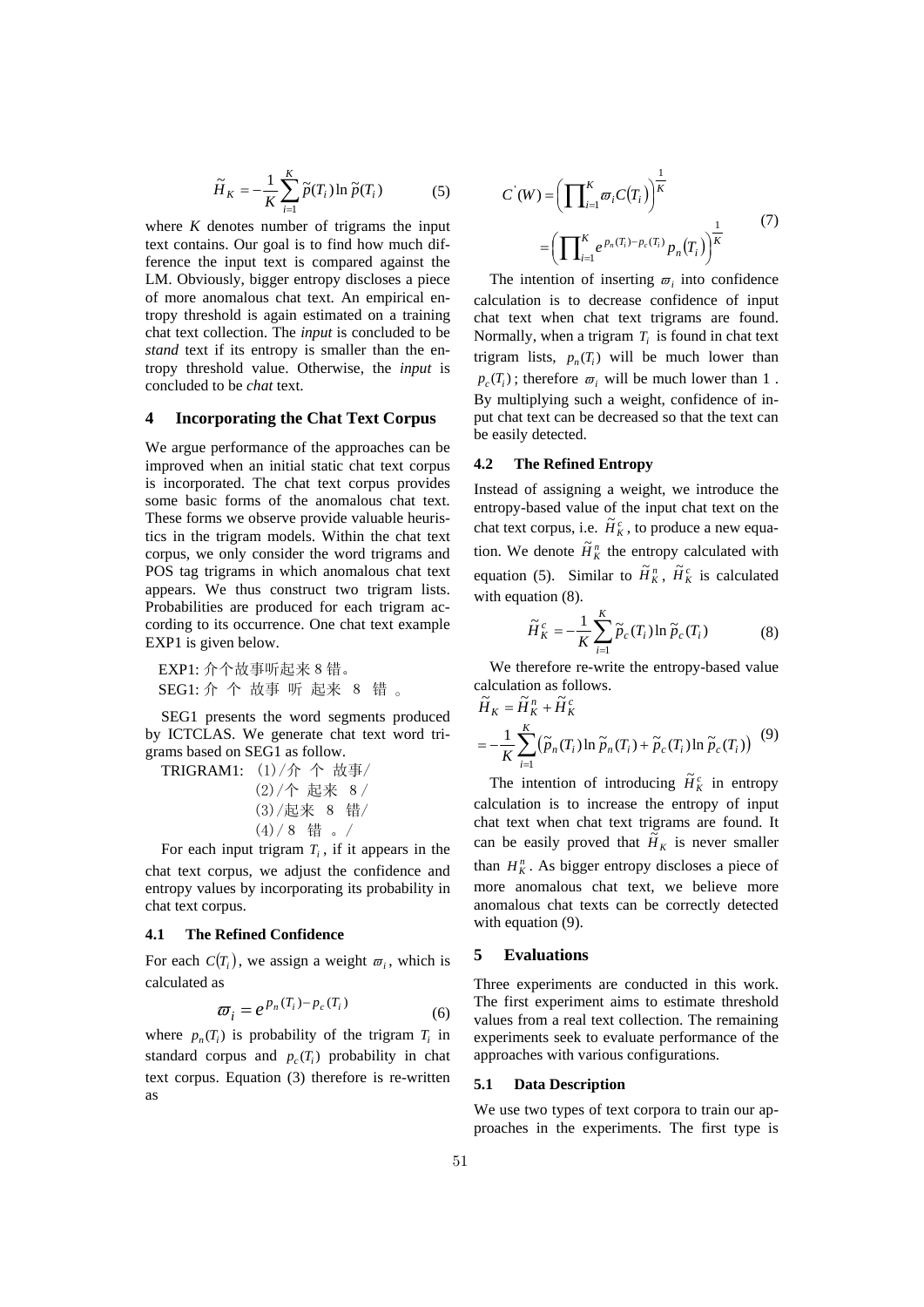$$\tilde{H}_K = -\frac{1}{K}\sum_{i=1}^{K}\tilde{p}(T_i)\ln\tilde{p}(T_i) \qquad (5)$$

where *K* denotes number of trigrams the input text contains. Our goal is to find how much difference the input text is compared against the LM. Obviously, bigger entropy discloses a piece of more anomalous chat text. An empirical entropy threshold is again estimated on a training chat text collection. The *input* is concluded to be *stand* text if its entropy is smaller than the entropy threshold value. Otherwise, the *input* is concluded to be *chat* text.

## 4 Incorporating the Chat Text Corpus

We argue performance of the approaches can be improved when an initial static chat text corpus is incorporated. The chat text corpus provides some basic forms of the anomalous chat text. These forms we observe provide valuable heuristics in the trigram models. Within the chat text corpus, we only consider the word trigrams and POS tag trigrams in which anomalous chat text appears. We thus construct two trigram lists. Probabilities are produced for each trigram according to its occurrence. One chat text example EXP1 is given below.

EXP1: 介个故事听起来 8 错。

SEG1: 介 个 故事 听 起来 8 错 。

SEG1 presents the word segments produced by ICTCLAS. We generate chat text word trigrams based on SEG1 as follow.

TRIGRAM1: (1)/介 个 故事/

(2)/个 起来 8 /

(3)/起来 8 错/

(4)/ 8 错 。/

For each input trigram $T_i$, if it appears in the chat text corpus, we adjust the confidence and entropy values by incorporating its probability in chat text corpus.

### 4.1 The Refined Confidence

For each $C(T_i)$, we assign a weight $\varpi_i$, which is calculated as

$$\varpi_i = e^{p_n(T_i) - p_c(T_i)} \qquad (6)$$

where $p_n(T_i)$ is probability of the trigram $T_i$ in standard corpus and $p_c(T_i)$ probability in chat text corpus. Equation (3) therefore is re-written as

$$\begin{aligned} C'(W) &= \left(\prod_{i=1}^{K}\varpi_i C(T_i)\right)^{\frac{1}{K}} \\ &= \left(\prod_{i=1}^{K} e^{p_n(T_i)-p_c(T_i)} p_n(T_i)\right)^{\frac{1}{K}} \end{aligned} \qquad (7)$$

The intention of inserting $\varpi_i$ into confidence calculation is to decrease confidence of input chat text when chat text trigrams are found. Normally, when a trigram $T_i$ is found in chat text trigram lists, $p_n(T_i)$ will be much lower than $p_c(T_i)$; therefore $\varpi_i$ will be much lower than 1. By multiplying such a weight, confidence of input chat text can be decreased so that the text can be easily detected.

### 4.2 The Refined Entropy

Instead of assigning a weight, we introduce the entropy-based value of the input chat text on the chat text corpus, i.e. $\tilde{H}_K^c$, to produce a new equation. We denote $\tilde{H}_K^n$ the entropy calculated with equation (5). Similar to $\tilde{H}_K^n$, $\tilde{H}_K^c$ is calculated with equation (8).

$$\tilde{H}_K^c = -\frac{1}{K}\sum_{i=1}^{K}\tilde{p}_c(T_i)\ln\tilde{p}_c(T_i) \qquad (8)$$

We therefore re-write the entropy-based value calculation as follows.

$$\begin{aligned} \tilde{H}_K &= \tilde{H}_K^n + \tilde{H}_K^c \\ &= -\frac{1}{K}\sum_{i=1}^{K}\left(\tilde{p}_n(T_i)\ln\tilde{p}_n(T_i) + \tilde{p}_c(T_i)\ln\tilde{p}_c(T_i)\right) \end{aligned} \qquad (9)$$

The intention of introducing $\tilde{H}_K^c$ in entropy calculation is to increase the entropy of input chat text when chat text trigrams are found. It can be easily proved that $\tilde{H}_K$ is never smaller than $H_K^n$. As bigger entropy discloses a piece of more anomalous chat text, we believe more anomalous chat texts can be correctly detected with equation (9).

## 5 Evaluations

Three experiments are conducted in this work. The first experiment aims to estimate threshold values from a real text collection. The remaining experiments seek to evaluate performance of the approaches with various configurations.

### 5.1 Data Description

We use two types of text corpora to train our approaches in the experiments. The first type is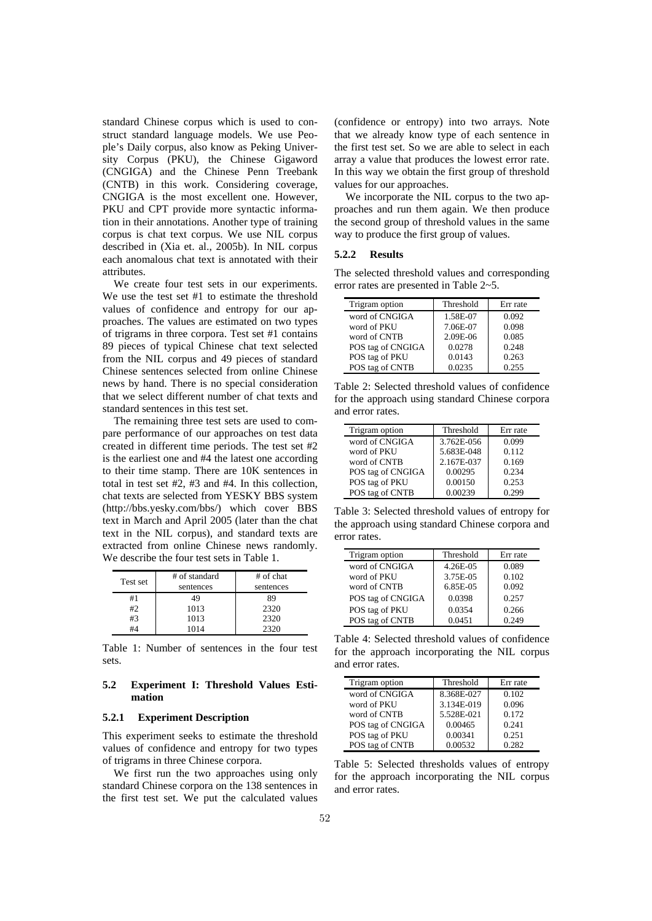standard Chinese corpus which is used to construct standard language models. We use People's Daily corpus, also know as Peking University Corpus (PKU), the Chinese Gigaword (CNGIGA) and the Chinese Penn Treebank (CNTB) in this work. Considering coverage, CNGIGA is the most excellent one. However, PKU and CPT provide more syntactic information in their annotations. Another type of training corpus is chat text corpus. We use NIL corpus described in (Xia et. al., 2005b). In NIL corpus each anomalous chat text is annotated with their attributes.

We create four test sets in our experiments. We use the test set #1 to estimate the threshold values of confidence and entropy for our approaches. The values are estimated on two types of trigrams in three corpora. Test set #1 contains 89 pieces of typical Chinese chat text selected from the NIL corpus and 49 pieces of standard Chinese sentences selected from online Chinese news by hand. There is no special consideration that we select different number of chat texts and standard sentences in this test set.

The remaining three test sets are used to compare performance of our approaches on test data created in different time periods. The test set #2 is the earliest one and #4 the latest one according to their time stamp. There are 10K sentences in total in test set #2, #3 and #4. In this collection, chat texts are selected from YESKY BBS system (http://bbs.yesky.com/bbs/) which cover BBS text in March and April 2005 (later than the chat text in the NIL corpus), and standard texts are extracted from online Chinese news randomly. We describe the four test sets in Table 1.

| Test set | # of standard sentences | # of chat sentences |
|---|---|---|
| #1 | 49 | 89 |
| #2 | 1013 | 2320 |
| #3 | 1013 | 2320 |
| #4 | 1014 | 2320 |

Table 1: Number of sentences in the four test sets.

## 5.2 Experiment I: Threshold Values Estimation

### 5.2.1 Experiment Description

This experiment seeks to estimate the threshold values of confidence and entropy for two types of trigrams in three Chinese corpora.

We first run the two approaches using only standard Chinese corpora on the 138 sentences in the first test set. We put the calculated values (confidence or entropy) into two arrays. Note that we already know type of each sentence in the first test set. So we are able to select in each array a value that produces the lowest error rate. In this way we obtain the first group of threshold values for our approaches.

We incorporate the NIL corpus to the two approaches and run them again. We then produce the second group of threshold values in the same way to produce the first group of values.

### 5.2.2 Results

The selected threshold values and corresponding error rates are presented in Table 2~5.

| Trigram option | Threshold | Err rate |
|---|---|---|
| word of CNGIGA | 1.58E-07 | 0.092 |
| word of PKU | 7.06E-07 | 0.098 |
| word of CNTB | 2.09E-06 | 0.085 |
| POS tag of CNGIGA | 0.0278 | 0.248 |
| POS tag of PKU | 0.0143 | 0.263 |
| POS tag of CNTB | 0.0235 | 0.255 |

Table 2: Selected threshold values of confidence for the approach using standard Chinese corpora and error rates.

| Trigram option | Threshold | Err rate |
|---|---|---|
| word of CNGIGA | 3.762E-056 | 0.099 |
| word of PKU | 5.683E-048 | 0.112 |
| word of CNTB | 2.167E-037 | 0.169 |
| POS tag of CNGIGA | 0.00295 | 0.234 |
| POS tag of PKU | 0.00150 | 0.253 |
| POS tag of CNTB | 0.00239 | 0.299 |

Table 3: Selected threshold values of entropy for the approach using standard Chinese corpora and error rates.

| Trigram option | Threshold | Err rate |
|---|---|---|
| word of CNGIGA | 4.26E-05 | 0.089 |
| word of PKU | 3.75E-05 | 0.102 |
| word of CNTB | 6.85E-05 | 0.092 |
| POS tag of CNGIGA | 0.0398 | 0.257 |
| POS tag of PKU | 0.0354 | 0.266 |
| POS tag of CNTB | 0.0451 | 0.249 |

Table 4: Selected threshold values of confidence for the approach incorporating the NIL corpus and error rates.

| Trigram option | Threshold | Err rate |
|---|---|---|
| word of CNGIGA | 8.368E-027 | 0.102 |
| word of PKU | 3.134E-019 | 0.096 |
| word of CNTB | 5.528E-021 | 0.172 |
| POS tag of CNGIGA | 0.00465 | 0.241 |
| POS tag of PKU | 0.00341 | 0.251 |
| POS tag of CNTB | 0.00532 | 0.282 |

Table 5: Selected thresholds values of entropy for the approach incorporating the NIL corpus and error rates.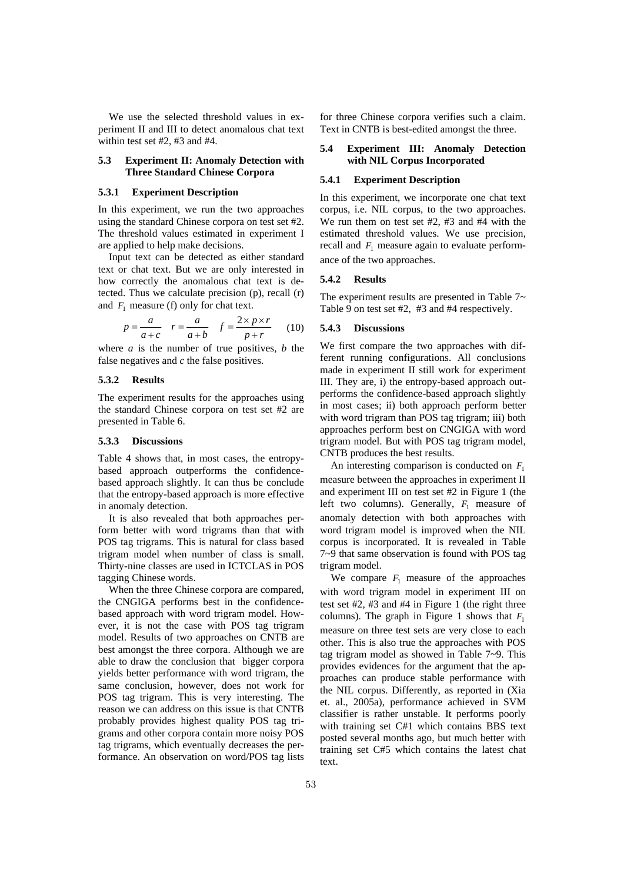We use the selected threshold values in experiment II and III to detect anomalous chat text within test set #2, #3 and #4.

### 5.3 Experiment II: Anomaly Detection with Three Standard Chinese Corpora

#### 5.3.1 Experiment Description

In this experiment, we run the two approaches using the standard Chinese corpora on test set #2. The threshold values estimated in experiment I are applied to help make decisions.

Input text can be detected as either standard text or chat text. But we are only interested in how correctly the anomalous chat text is detected. Thus we calculate precision (p), recall (r) and $F_1$ measure (f) only for chat text.

$$p = \frac{a}{a+c} \quad r = \frac{a}{a+b} \quad f = \frac{2 \times p \times r}{p+r} \tag{10}$$

where $a$ is the number of true positives, $b$ the false negatives and $c$ the false positives.

#### 5.3.2 Results

The experiment results for the approaches using the standard Chinese corpora on test set #2 are presented in Table 6.

#### 5.3.3 Discussions

Table 4 shows that, in most cases, the entropy-based approach outperforms the confidence-based approach slightly. It can thus be conclude that the entropy-based approach is more effective in anomaly detection.

It is also revealed that both approaches perform better with word trigrams than that with POS tag trigrams. This is natural for class based trigram model when number of class is small. Thirty-nine classes are used in ICTCLAS in POS tagging Chinese words.

When the three Chinese corpora are compared, the CNGIGA performs best in the confidence-based approach with word trigram model. However, it is not the case with POS tag trigram model. Results of two approaches on CNTB are best amongst the three corpora. Although we are able to draw the conclusion that bigger corpora yields better performance with word trigram, the same conclusion, however, does not work for POS tag trigram. This is very interesting. The reason we can address on this issue is that CNTB probably provides highest quality POS tag trigrams and other corpora contain more noisy POS tag trigrams, which eventually decreases the performance. An observation on word/POS tag lists for three Chinese corpora verifies such a claim. Text in CNTB is best-edited amongst the three.

### 5.4 Experiment III: Anomaly Detection with NIL Corpus Incorporated

#### 5.4.1 Experiment Description

In this experiment, we incorporate one chat text corpus, i.e. NIL corpus, to the two approaches. We run them on test set #2, #3 and #4 with the estimated threshold values. We use precision, recall and $F_1$ measure again to evaluate performance of the two approaches.

#### 5.4.2 Results

The experiment results are presented in Table 7~ Table 9 on test set #2, #3 and #4 respectively.

#### 5.4.3 Discussions

We first compare the two approaches with different running configurations. All conclusions made in experiment II still work for experiment III. They are, i) the entropy-based approach outperforms the confidence-based approach slightly in most cases; ii) both approach perform better with word trigram than POS tag trigram; iii) both approaches perform best on CNGIGA with word trigram model. But with POS tag trigram model, CNTB produces the best results.

An interesting comparison is conducted on $F_1$ measure between the approaches in experiment II and experiment III on test set #2 in Figure 1 (the left two columns). Generally, $F_1$ measure of anomaly detection with both approaches with word trigram model is improved when the NIL corpus is incorporated. It is revealed in Table 7~9 that same observation is found with POS tag trigram model.

We compare $F_1$ measure of the approaches with word trigram model in experiment III on test set #2, #3 and #4 in Figure 1 (the right three columns). The graph in Figure 1 shows that $F_1$ measure on three test sets are very close to each other. This is also true the approaches with POS tag trigram model as showed in Table 7~9. This provides evidences for the argument that the approaches can produce stable performance with the NIL corpus. Differently, as reported in (Xia et. al., 2005a), performance achieved in SVM classifier is rather unstable. It performs poorly with training set C#1 which contains BBS text posted several months ago, but much better with training set C#5 which contains the latest chat text.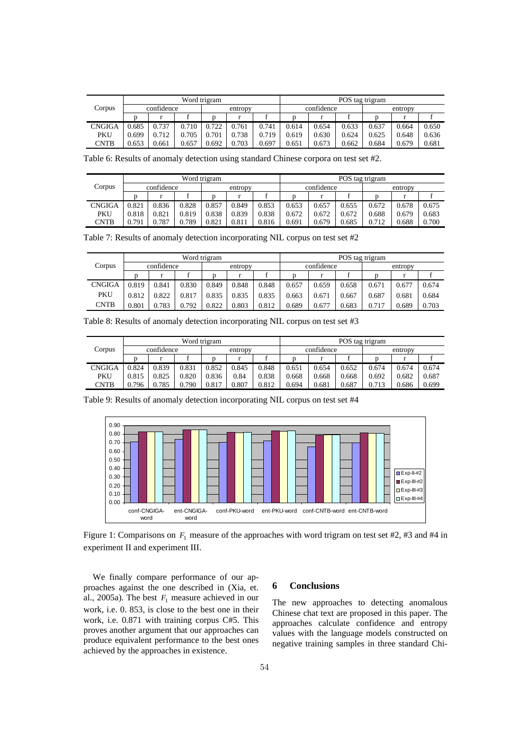| Corpus | Word trigram | | | | | | POS tag trigram | | | | | |
|---|---|---|---|---|---|---|---|---|---|---|---|---|
| | confidence | | | entropy | | | confidence | | | entropy | | |
| | p | r | f | p | r | f | p | r | f | p | r | f |
| CNGIGA | 0.685 | 0.737 | 0.710 | 0.722 | 0.761 | 0.741 | 0.614 | 0.654 | 0.633 | 0.637 | 0.664 | 0.650 |
| PKU | 0.699 | 0.712 | 0.705 | 0.701 | 0.738 | 0.719 | 0.619 | 0.630 | 0.624 | 0.625 | 0.648 | 0.636 |
| CNTB | 0.653 | 0.661 | 0.657 | 0.692 | 0.703 | 0.697 | 0.651 | 0.673 | 0.662 | 0.684 | 0.679 | 0.681 |

Table 6: Results of anomaly detection using standard Chinese corpora on test set #2.

| Corpus | Word trigram | | | | | | POS tag trigram | | | | | |
|---|---|---|---|---|---|---|---|---|---|---|---|---|
| | confidence | | | entropy | | | confidence | | | entropy | | |
| | p | r | f | p | r | f | p | r | f | p | r | f |
| CNGIGA | 0.821 | 0.836 | 0.828 | 0.857 | 0.849 | 0.853 | 0.653 | 0.657 | 0.655 | 0.672 | 0.678 | 0.675 |
| PKU | 0.818 | 0.821 | 0.819 | 0.838 | 0.839 | 0.838 | 0.672 | 0.672 | 0.672 | 0.688 | 0.679 | 0.683 |
| CNTB | 0.791 | 0.787 | 0.789 | 0.821 | 0.811 | 0.816 | 0.691 | 0.679 | 0.685 | 0.712 | 0.688 | 0.700 |

Table 7: Results of anomaly detection incorporating NIL corpus on test set #2

| Corpus | Word trigram | | | | | | POS tag trigram | | | | | |
|---|---|---|---|---|---|---|---|---|---|---|---|---|
| | confidence | | | entropy | | | confidence | | | entropy | | |
| | p | r | f | p | r | f | p | r | f | p | r | f |
| CNGIGA | 0.819 | 0.841 | 0.830 | 0.849 | 0.848 | 0.848 | 0.657 | 0.659 | 0.658 | 0.671 | 0.677 | 0.674 |
| PKU | 0.812 | 0.822 | 0.817 | 0.835 | 0.835 | 0.835 | 0.663 | 0.671 | 0.667 | 0.687 | 0.681 | 0.684 |
| CNTB | 0.801 | 0.783 | 0.792 | 0.822 | 0.803 | 0.812 | 0.689 | 0.677 | 0.683 | 0.717 | 0.689 | 0.703 |

Table 8: Results of anomaly detection incorporating NIL corpus on test set #3

| Corpus | Word trigram | | | | | | POS tag trigram | | | | | |
|---|---|---|---|---|---|---|---|---|---|---|---|---|
| | confidence | | | entropy | | | confidence | | | entropy | | |
| | p | r | f | p | r | f | p | r | f | p | r | f |
| CNGIGA | 0.824 | 0.839 | 0.831 | 0.852 | 0.845 | 0.848 | 0.651 | 0.654 | 0.652 | 0.674 | 0.674 | 0.674 |
| PKU | 0.815 | 0.825 | 0.820 | 0.836 | 0.84 | 0.838 | 0.668 | 0.668 | 0.668 | 0.692 | 0.682 | 0.687 |
| CNTB | 0.796 | 0.785 | 0.790 | 0.817 | 0.807 | 0.812 | 0.694 | 0.681 | 0.687 | 0.713 | 0.686 | 0.699 |

Table 9: Results of anomaly detection incorporating NIL corpus on test set #4

Figure 1: Comparisons on $F_1$ measure of the approaches with word trigram on test set #2, #3 and #4 in experiment II and experiment III.

We finally compare performance of our approaches against the one described in (Xia, et. al., 2005a). The best $F_1$ measure achieved in our work, i.e. 0. 853, is close to the best one in their work, i.e. 0.871 with training corpus C#5. This proves another argument that our approaches can produce equivalent performance to the best ones achieved by the approaches in existence.

## 6 Conclusions

The new approaches to detecting anomalous Chinese chat text are proposed in this paper. The approaches calculate confidence and entropy values with the language models constructed on negative training samples in three standard Chi-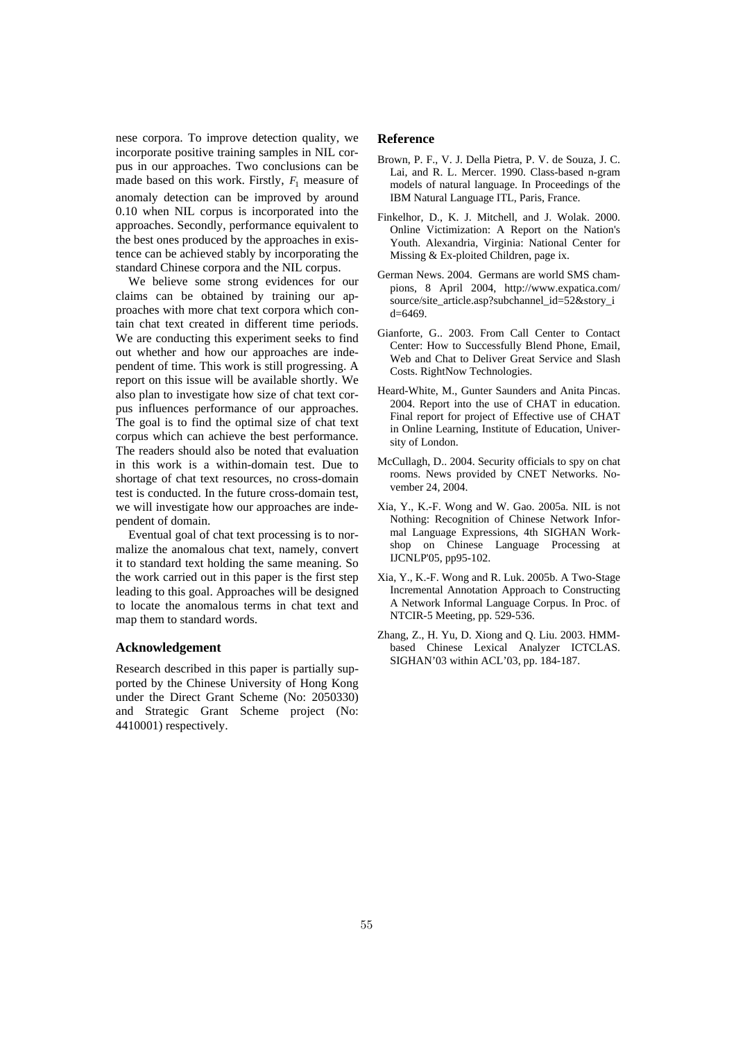nese corpora. To improve detection quality, we incorporate positive training samples in NIL corpus in our approaches. Two conclusions can be made based on this work. Firstly, $F_1$ measure of anomaly detection can be improved by around 0.10 when NIL corpus is incorporated into the approaches. Secondly, performance equivalent to the best ones produced by the approaches in existence can be achieved stably by incorporating the standard Chinese corpora and the NIL corpus.

We believe some strong evidences for our claims can be obtained by training our approaches with more chat text corpora which contain chat text created in different time periods. We are conducting this experiment seeks to find out whether and how our approaches are independent of time. This work is still progressing. A report on this issue will be available shortly. We also plan to investigate how size of chat text corpus influences performance of our approaches. The goal is to find the optimal size of chat text corpus which can achieve the best performance. The readers should also be noted that evaluation in this work is a within-domain test. Due to shortage of chat text resources, no cross-domain test is conducted. In the future cross-domain test, we will investigate how our approaches are independent of domain.

Eventual goal of chat text processing is to normalize the anomalous chat text, namely, convert it to standard text holding the same meaning. So the work carried out in this paper is the first step leading to this goal. Approaches will be designed to locate the anomalous terms in chat text and map them to standard words.

## Acknowledgement

Research described in this paper is partially supported by the Chinese University of Hong Kong under the Direct Grant Scheme (No: 2050330) and Strategic Grant Scheme project (No: 4410001) respectively.

## Reference

Brown, P. F., V. J. Della Pietra, P. V. de Souza, J. C. Lai, and R. L. Mercer. 1990. Class-based n-gram models of natural language. In Proceedings of the IBM Natural Language ITL, Paris, France.

Finkelhor, D., K. J. Mitchell, and J. Wolak. 2000. Online Victimization: A Report on the Nation's Youth. Alexandria, Virginia: National Center for Missing & Ex-ploited Children, page ix.

German News. 2004. Germans are world SMS champions, 8 April 2004, http://www.expatica.com/source/site_article.asp?subchannel_id=52&story_id=6469.

Gianforte, G.. 2003. From Call Center to Contact Center: How to Successfully Blend Phone, Email, Web and Chat to Deliver Great Service and Slash Costs. RightNow Technologies.

Heard-White, M., Gunter Saunders and Anita Pincas. 2004. Report into the use of CHAT in education. Final report for project of Effective use of CHAT in Online Learning, Institute of Education, University of London.

McCullagh, D.. 2004. Security officials to spy on chat rooms. News provided by CNET Networks. November 24, 2004.

Xia, Y., K.-F. Wong and W. Gao. 2005a. NIL is not Nothing: Recognition of Chinese Network Informal Language Expressions, 4th SIGHAN Workshop on Chinese Language Processing at IJCNLP'05, pp95-102.

Xia, Y., K.-F. Wong and R. Luk. 2005b. A Two-Stage Incremental Annotation Approach to Constructing A Network Informal Language Corpus. In Proc. of NTCIR-5 Meeting, pp. 529-536.

Zhang, Z., H. Yu, D. Xiong and Q. Liu. 2003. HMM-based Chinese Lexical Analyzer ICTCLAS. SIGHAN'03 within ACL'03, pp. 184-187.